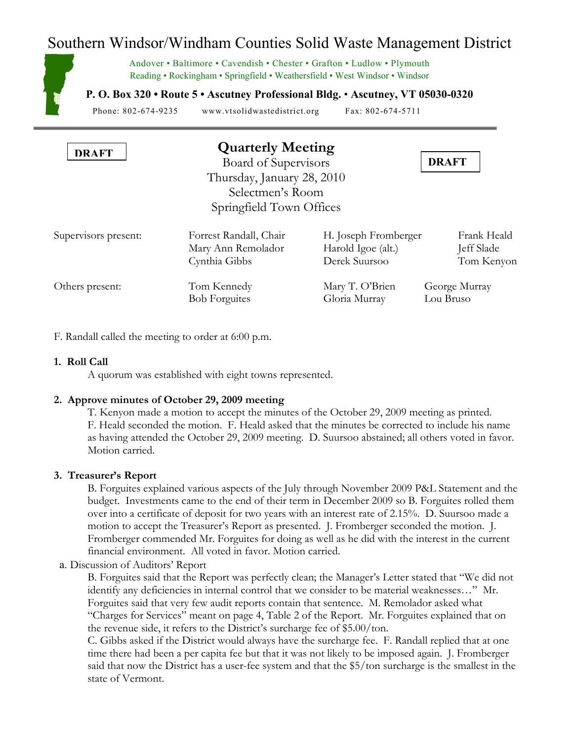# Southern Windsor/Windham Counties Solid Waste Management District

Andover • Baltimore • Cavendish • Chester • Grafton • Ludlow • Plymouth
Reading • Rockingham • Springfield • Weathersfield • West Windsor • Windsor

**P. O. Box 320 • Route 5 • Ascutney Professional Bldg. • Ascutney, VT 05030-0320**

Phone: 802-674-9235    www.vtsolidwastedistrict.org    Fax: 802-674-5711

**DRAFT**

## Quarterly Meeting

Board of Supervisors
Thursday, January 28, 2010
Selectmen's Room
Springfield Town Offices

**DRAFT**

| | | | |
|---|---|---|---|
| Supervisors present: | Forrest Randall, Chair | H. Joseph Fromberger | Frank Heald |
| | Mary Ann Remolador | Harold Igoe (alt.) | Jeff Slade |
| | Cynthia Gibbs | Derek Suursoo | Tom Kenyon |
| Others present: | Tom Kennedy | Mary T. O'Brien | George Murray |
| | Bob Forguites | Gloria Murray | Lou Bruso |

F. Randall called the meeting to order at 6:00 p.m.

**1. Roll Call**

A quorum was established with eight towns represented.

**2. Approve minutes of October 29, 2009 meeting**

T. Kenyon made a motion to accept the minutes of the October 29, 2009 meeting as printed. F. Heald seconded the motion. F. Heald asked that the minutes be corrected to include his name as having attended the October 29, 2009 meeting. D. Suursoo abstained; all others voted in favor. Motion carried.

**3. Treasurer's Report**

B. Forguites explained various aspects of the July through November 2009 P&L Statement and the budget. Investments came to the end of their term in December 2009 so B. Forguites rolled them over into a certificate of deposit for two years with an interest rate of 2.15%. D. Suursoo made a motion to accept the Treasurer's Report as presented. J. Fromberger seconded the motion. J. Fromberger commended Mr. Forguites for doing as well as he did with the interest in the current financial environment. All voted in favor. Motion carried.

a. Discussion of Auditors' Report

B. Forguites said that the Report was perfectly clean; the Manager's Letter stated that "We did not identify any deficiencies in internal control that we consider to be material weaknesses…" Mr. Forguites said that very few audit reports contain that sentence. M. Remolador asked what "Charges for Services" meant on page 4, Table 2 of the Report. Mr. Forguites explained that on the revenue side, it refers to the District's surcharge fee of $5.00/ton.

C. Gibbs asked if the District would always have the surcharge fee. F. Randall replied that at one time there had been a per capita fee but that it was not likely to be imposed again. J. Fromberger said that now the District has a user-fee system and that the $5/ton surcharge is the smallest in the state of Vermont.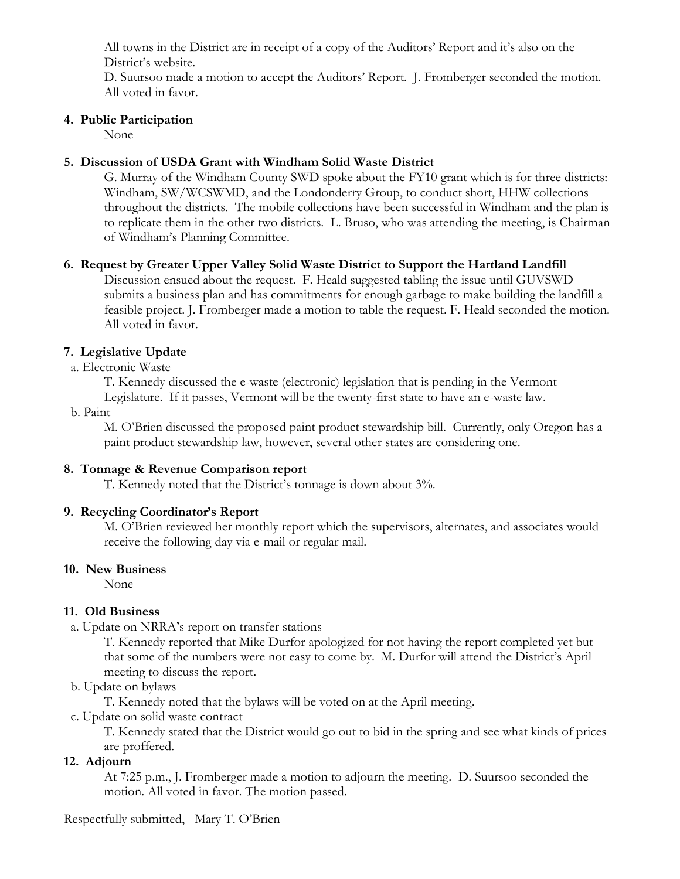All towns in the District are in receipt of a copy of the Auditors' Report and it's also on the District's website.

D. Suursoo made a motion to accept the Auditors' Report. J. Fromberger seconded the motion. All voted in favor.

**4. Public Participation**

None

**5. Discussion of USDA Grant with Windham Solid Waste District**

G. Murray of the Windham County SWD spoke about the FY10 grant which is for three districts: Windham, SW/WCSWMD, and the Londonderry Group, to conduct short, HHW collections throughout the districts. The mobile collections have been successful in Windham and the plan is to replicate them in the other two districts. L. Bruso, who was attending the meeting, is Chairman of Windham's Planning Committee.

**6. Request by Greater Upper Valley Solid Waste District to Support the Hartland Landfill**

Discussion ensued about the request. F. Heald suggested tabling the issue until GUVSWD submits a business plan and has commitments for enough garbage to make building the landfill a feasible project. J. Fromberger made a motion to table the request. F. Heald seconded the motion. All voted in favor.

**7. Legislative Update**

a. Electronic Waste

T. Kennedy discussed the e-waste (electronic) legislation that is pending in the Vermont Legislature. If it passes, Vermont will be the twenty-first state to have an e-waste law.

b. Paint

M. O'Brien discussed the proposed paint product stewardship bill. Currently, only Oregon has a paint product stewardship law, however, several other states are considering one.

**8. Tonnage & Revenue Comparison report**

T. Kennedy noted that the District's tonnage is down about 3%.

**9. Recycling Coordinator's Report**

M. O'Brien reviewed her monthly report which the supervisors, alternates, and associates would receive the following day via e-mail or regular mail.

**10. New Business**

None

**11. Old Business**

a. Update on NRRA's report on transfer stations

T. Kennedy reported that Mike Durfor apologized for not having the report completed yet but that some of the numbers were not easy to come by. M. Durfor will attend the District's April meeting to discuss the report.

b. Update on bylaws

T. Kennedy noted that the bylaws will be voted on at the April meeting.

c. Update on solid waste contract

T. Kennedy stated that the District would go out to bid in the spring and see what kinds of prices are proffered.

**12. Adjourn**

At 7:25 p.m., J. Fromberger made a motion to adjourn the meeting. D. Suursoo seconded the motion. All voted in favor. The motion passed.

Respectfully submitted, Mary T. O'Brien